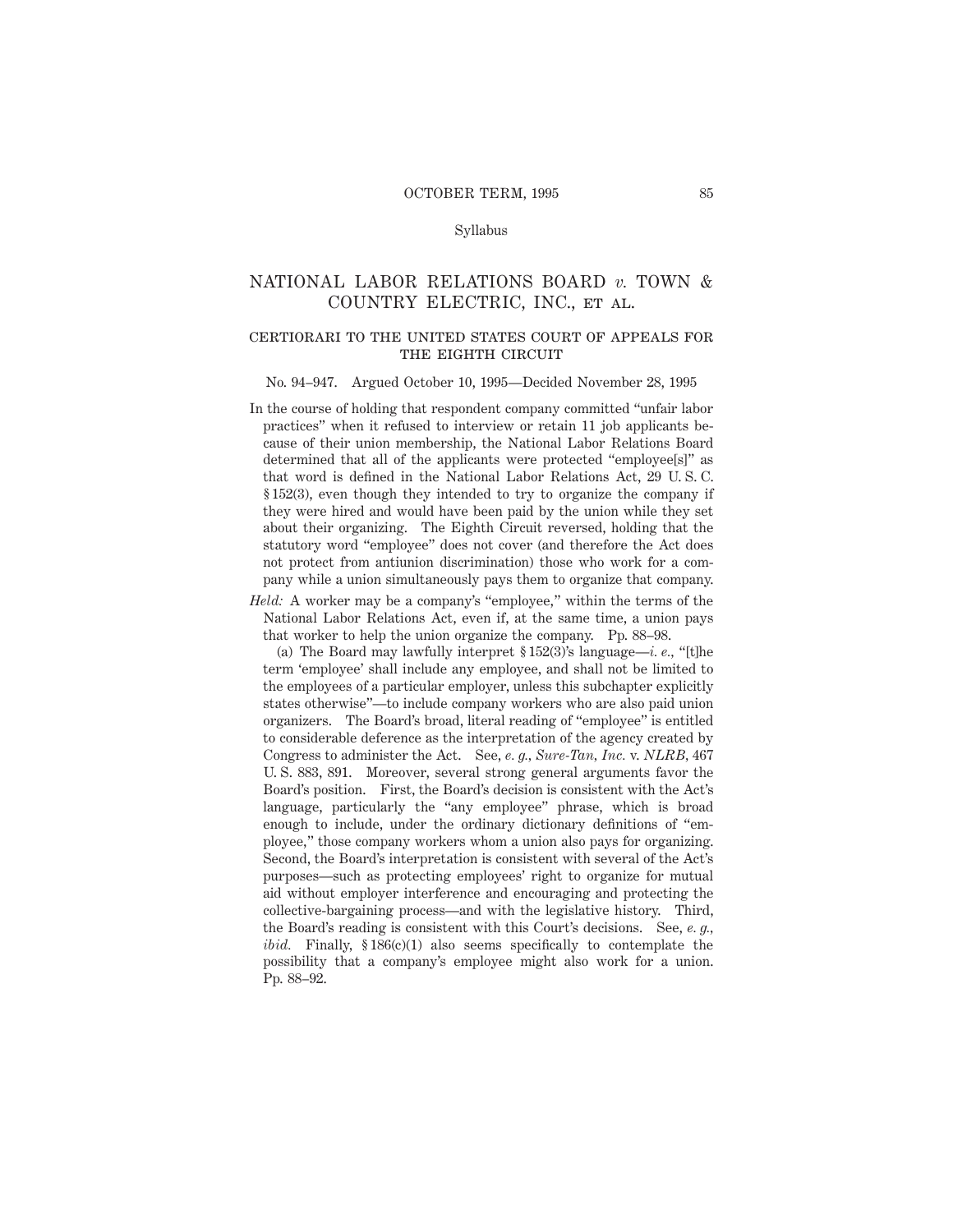Syllabus

# NATIONAL LABOR RELATIONS BOARD *v.* TOWN & COUNTRY ELECTRIC, INC., ET AL.

## CERTIORARI TO THE UNITED STATES COURT OF APPEALS FOR THE EIGHTH CIRCUIT

No. 94–947. Argued October 10, 1995—Decided November 28, 1995

In the course of holding that respondent company committed "unfair labor practices" when it refused to interview or retain 11 job applicants because of their union membership, the National Labor Relations Board determined that all of the applicants were protected "employee[s]" as that word is defined in the National Labor Relations Act, 29 U. S. C. § 152(3), even though they intended to try to organize the company if they were hired and would have been paid by the union while they set about their organizing. The Eighth Circuit reversed, holding that the statutory word "employee" does not cover (and therefore the Act does not protect from antiunion discrimination) those who work for a company while a union simultaneously pays them to organize that company.

*Held:* A worker may be a company's "employee," within the terms of the National Labor Relations Act, even if, at the same time, a union pays that worker to help the union organize the company. Pp. 88–98.

(a) The Board may lawfully interpret § 152(3)'s language—*i. e.,* "[t]he term 'employee' shall include any employee, and shall not be limited to the employees of a particular employer, unless this subchapter explicitly states otherwise"—to include company workers who are also paid union organizers. The Board's broad, literal reading of "employee" is entitled to considerable deference as the interpretation of the agency created by Congress to administer the Act. See, *e. g., Sure-Tan, Inc.* v. *NLRB,* 467 U. S. 883, 891. Moreover, several strong general arguments favor the Board's position. First, the Board's decision is consistent with the Act's language, particularly the "any employee" phrase, which is broad enough to include, under the ordinary dictionary definitions of "employee," those company workers whom a union also pays for organizing. Second, the Board's interpretation is consistent with several of the Act's purposes—such as protecting employees' right to organize for mutual aid without employer interference and encouraging and protecting the collective-bargaining process—and with the legislative history. Third, the Board's reading is consistent with this Court's decisions. See, *e. g., ibid.* Finally, § 186(c)(1) also seems specifically to contemplate the possibility that a company's employee might also work for a union. Pp. 88–92.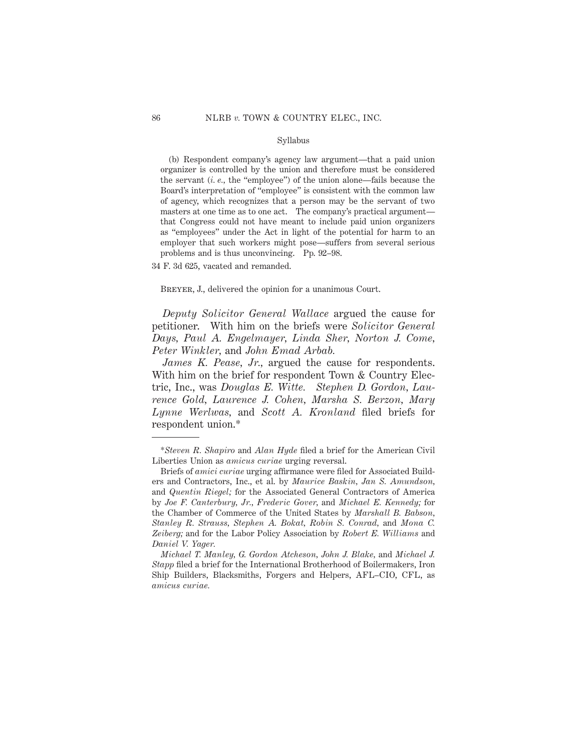Syllabus

(b) Respondent company's agency law argument—that a paid union organizer is controlled by the union and therefore must be considered the servant (*i. e.*, the "employee") of the union alone—fails because the Board's interpretation of "employee" is consistent with the common law of agency, which recognizes that a person may be the servant of two masters at one time as to one act. The company's practical argument—that Congress could not have meant to include paid union organizers as "employees" under the Act in light of the potential for harm to an employer that such workers might pose—suffers from several serious problems and is thus unconvincing. Pp. 92–98.

34 F. 3d 625, vacated and remanded.

Breyer, J., delivered the opinion for a unanimous Court.

*Deputy Solicitor General Wallace* argued the cause for petitioner. With him on the briefs were *Solicitor General Days*, *Paul A. Engelmayer*, *Linda Sher*, *Norton J. Come*, *Peter Winkler*, and *John Emad Arbab*.

*James K. Pease, Jr.*, argued the cause for respondents. With him on the brief for respondent Town & Country Electric, Inc., was *Douglas E. Witte*. *Stephen D. Gordon*, *Laurence Gold*, *Laurence J. Cohen*, *Marsha S. Berzon*, *Mary Lynne Werlwas*, and *Scott A. Kronland* filed briefs for respondent union.*

---

*\*Steven R. Shapiro* and *Alan Hyde* filed a brief for the American Civil Liberties Union as *amicus curiae* urging reversal.

Briefs of *amici curiae* urging affirmance were filed for Associated Builders and Contractors, Inc., et al. by *Maurice Baskin*, *Jan S. Amundson*, and *Quentin Riegel;* for the Associated General Contractors of America by *Joe F. Canterbury, Jr.*, *Frederic Gover*, and *Michael E. Kennedy;* for the Chamber of Commerce of the United States by *Marshall B. Babson*, *Stanley R. Strauss*, *Stephen A. Bokat*, *Robin S. Conrad*, and *Mona C. Zeiberg;* and for the Labor Policy Association by *Robert E. Williams* and *Daniel V. Yager*.

*Michael T. Manley*, *G. Gordon Atcheson*, *John J. Blake*, and *Michael J. Stapp* filed a brief for the International Brotherhood of Boilermakers, Iron Ship Builders, Blacksmiths, Forgers and Helpers, AFL–CIO, CFL, as *amicus curiae*.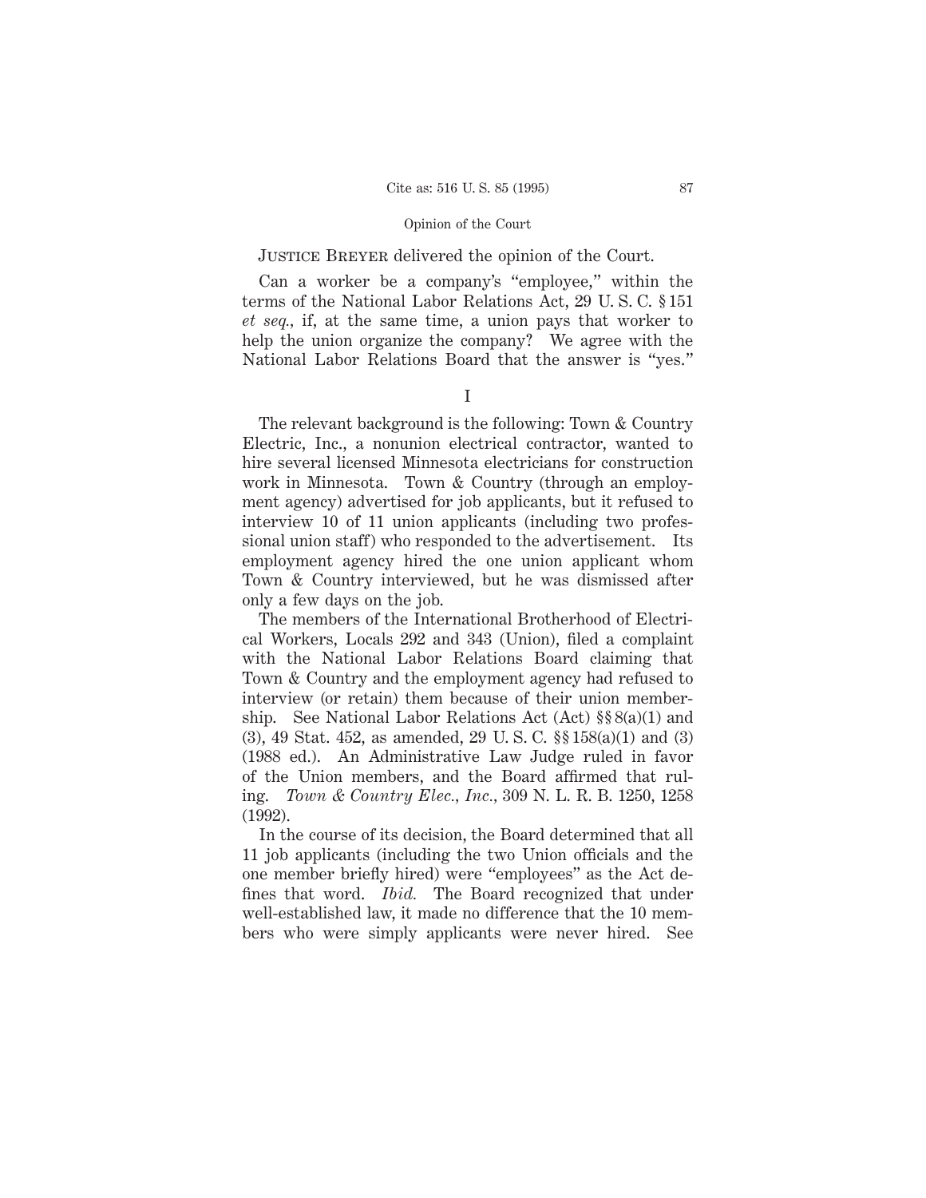Justice Breyer delivered the opinion of the Court.

Can a worker be a company's "employee," within the terms of the National Labor Relations Act, 29 U. S. C. § 151 *et seq.*, if, at the same time, a union pays that worker to help the union organize the company? We agree with the National Labor Relations Board that the answer is "yes."

## I

The relevant background is the following: Town & Country Electric, Inc., a nonunion electrical contractor, wanted to hire several licensed Minnesota electricians for construction work in Minnesota. Town & Country (through an employment agency) advertised for job applicants, but it refused to interview 10 of 11 union applicants (including two professional union staff) who responded to the advertisement. Its employment agency hired the one union applicant whom Town & Country interviewed, but he was dismissed after only a few days on the job.

The members of the International Brotherhood of Electrical Workers, Locals 292 and 343 (Union), filed a complaint with the National Labor Relations Board claiming that Town & Country and the employment agency had refused to interview (or retain) them because of their union membership. See National Labor Relations Act (Act) §§ 8(a)(1) and (3), 49 Stat. 452, as amended, 29 U. S. C. §§ 158(a)(1) and (3) (1988 ed.). An Administrative Law Judge ruled in favor of the Union members, and the Board affirmed that ruling. *Town & Country Elec., Inc.*, 309 N. L. R. B. 1250, 1258 (1992).

In the course of its decision, the Board determined that all 11 job applicants (including the two Union officials and the one member briefly hired) were "employees" as the Act defines that word. *Ibid.* The Board recognized that under well-established law, it made no difference that the 10 members who were simply applicants were never hired. See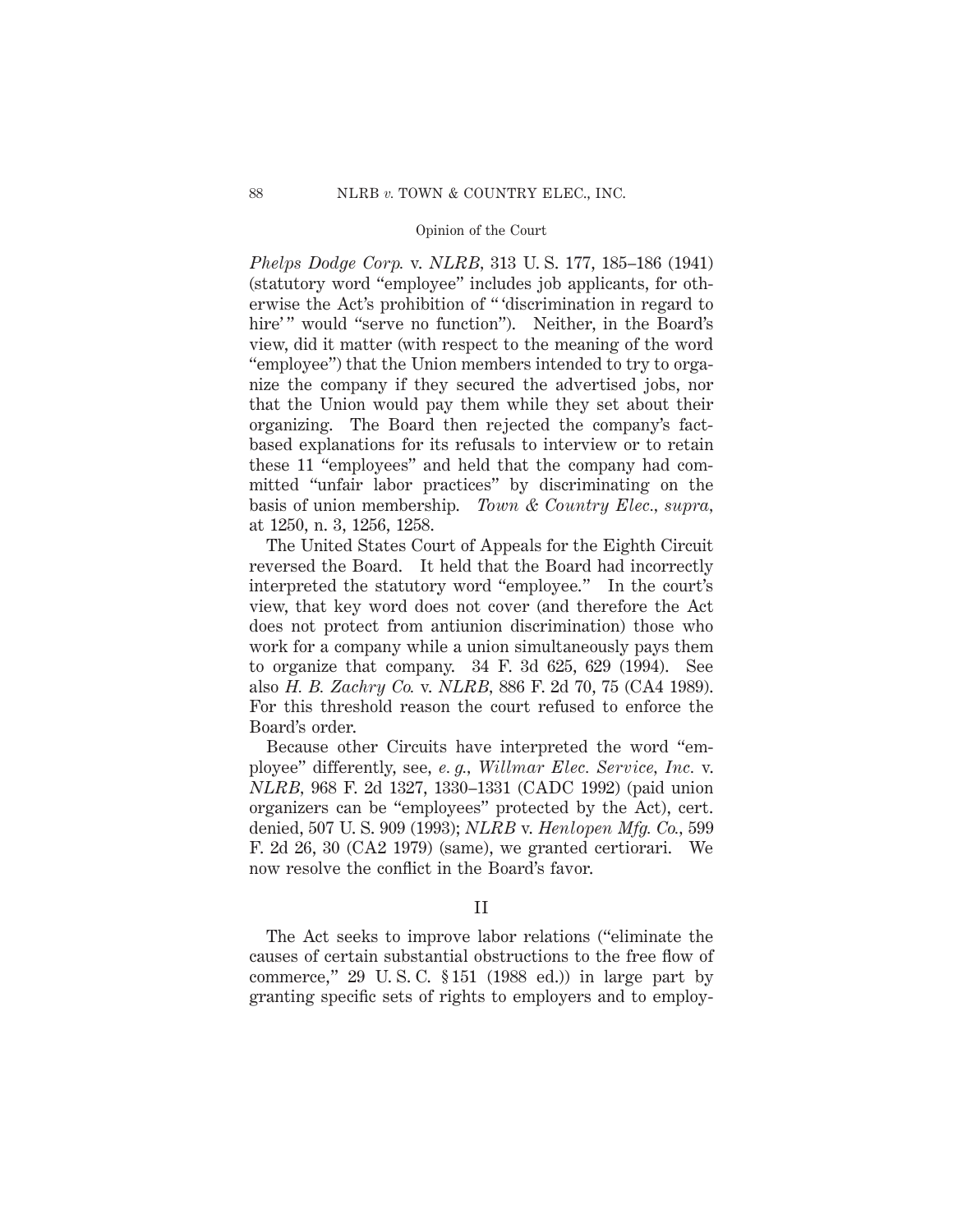*Phelps Dodge Corp.* v. *NLRB,* 313 U. S. 177, 185–186 (1941) (statutory word "employee" includes job applicants, for otherwise the Act's prohibition of " 'discrimination in regard to hire' " would "serve no function"). Neither, in the Board's view, did it matter (with respect to the meaning of the word "employee") that the Union members intended to try to organize the company if they secured the advertised jobs, nor that the Union would pay them while they set about their organizing. The Board then rejected the company's fact-based explanations for its refusals to interview or to retain these 11 "employees" and held that the company had committed "unfair labor practices" by discriminating on the basis of union membership. *Town & Country Elec., supra,* at 1250, n. 3, 1256, 1258.

The United States Court of Appeals for the Eighth Circuit reversed the Board. It held that the Board had incorrectly interpreted the statutory word "employee." In the court's view, that key word does not cover (and therefore the Act does not protect from antiunion discrimination) those who work for a company while a union simultaneously pays them to organize that company. 34 F. 3d 625, 629 (1994). See also *H. B. Zachry Co.* v. *NLRB,* 886 F. 2d 70, 75 (CA4 1989). For this threshold reason the court refused to enforce the Board's order.

Because other Circuits have interpreted the word "employee" differently, see, *e. g., Willmar Elec. Service, Inc.* v. *NLRB,* 968 F. 2d 1327, 1330–1331 (CADC 1992) (paid union organizers can be "employees" protected by the Act), cert. denied, 507 U. S. 909 (1993); *NLRB* v. *Henlopen Mfg. Co.,* 599 F. 2d 26, 30 (CA2 1979) (same), we granted certiorari. We now resolve the conflict in the Board's favor.

## II

The Act seeks to improve labor relations ("eliminate the causes of certain substantial obstructions to the free flow of commerce," 29 U. S. C. § 151 (1988 ed.)) in large part by granting specific sets of rights to employers and to employ-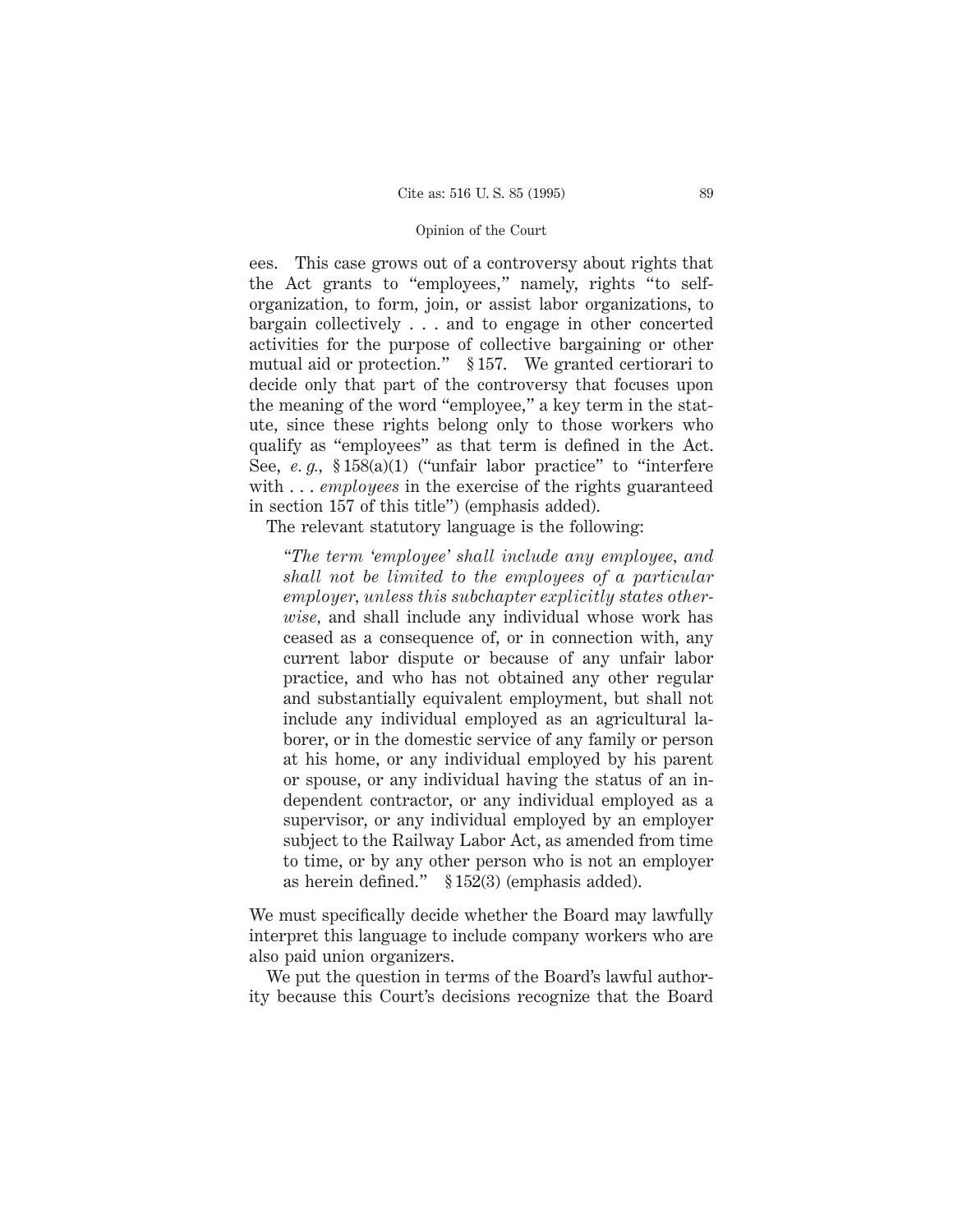ees. This case grows out of a controversy about rights that the Act grants to "employees," namely, rights "to self-organization, to form, join, or assist labor organizations, to bargain collectively . . . and to engage in other concerted activities for the purpose of collective bargaining or other mutual aid or protection." § 157. We granted certiorari to decide only that part of the controversy that focuses upon the meaning of the word "employee," a key term in the statute, since these rights belong only to those workers who qualify as "employees" as that term is defined in the Act. See, *e. g.*, § 158(a)(1) ("unfair labor practice" to "interfere with . . . *employees* in the exercise of the rights guaranteed in section 157 of this title") (emphasis added).

The relevant statutory language is the following:

> "*The term 'employee' shall include any employee, and shall not be limited to the employees of a particular employer, unless this subchapter explicitly states otherwise,* and shall include any individual whose work has ceased as a consequence of, or in connection with, any current labor dispute or because of any unfair labor practice, and who has not obtained any other regular and substantially equivalent employment, but shall not include any individual employed as an agricultural laborer, or in the domestic service of any family or person at his home, or any individual employed by his parent or spouse, or any individual having the status of an independent contractor, or any individual employed as a supervisor, or any individual employed by an employer subject to the Railway Labor Act, as amended from time to time, or by any other person who is not an employer as herein defined." § 152(3) (emphasis added).

We must specifically decide whether the Board may lawfully interpret this language to include company workers who are also paid union organizers.

We put the question in terms of the Board's lawful authority because this Court's decisions recognize that the Board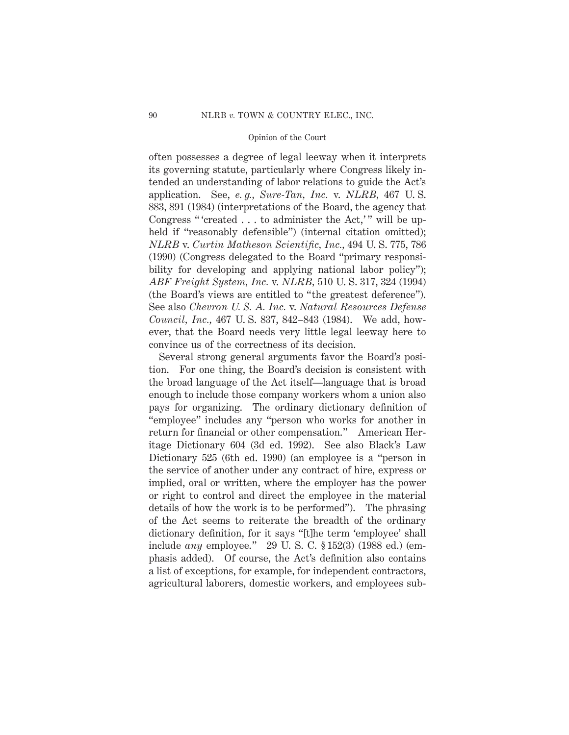often possesses a degree of legal leeway when it interprets its governing statute, particularly where Congress likely intended an understanding of labor relations to guide the Act's application. See, *e. g., Sure-Tan, Inc.* v. *NLRB,* 467 U. S. 883, 891 (1984) (interpretations of the Board, the agency that Congress "'created . . . to administer the Act,'" will be upheld if "reasonably defensible") (internal citation omitted); *NLRB* v. *Curtin Matheson Scientific, Inc.,* 494 U. S. 775, 786 (1990) (Congress delegated to the Board "primary responsibility for developing and applying national labor policy"); *ABF Freight System, Inc.* v. *NLRB,* 510 U. S. 317, 324 (1994) (the Board's views are entitled to "the greatest deference"). See also *Chevron U. S. A. Inc.* v. *Natural Resources Defense Council, Inc.,* 467 U. S. 837, 842–843 (1984). We add, however, that the Board needs very little legal leeway here to convince us of the correctness of its decision.

Several strong general arguments favor the Board's position. For one thing, the Board's decision is consistent with the broad language of the Act itself—language that is broad enough to include those company workers whom a union also pays for organizing. The ordinary dictionary definition of "employee" includes any "person who works for another in return for financial or other compensation." American Heritage Dictionary 604 (3d ed. 1992). See also Black's Law Dictionary 525 (6th ed. 1990) (an employee is a "person in the service of another under any contract of hire, express or implied, oral or written, where the employer has the power or right to control and direct the employee in the material details of how the work is to be performed"). The phrasing of the Act seems to reiterate the breadth of the ordinary dictionary definition, for it says "[t]he term 'employee' shall include *any* employee." 29 U. S. C. § 152(3) (1988 ed.) (emphasis added). Of course, the Act's definition also contains a list of exceptions, for example, for independent contractors, agricultural laborers, domestic workers, and employees sub-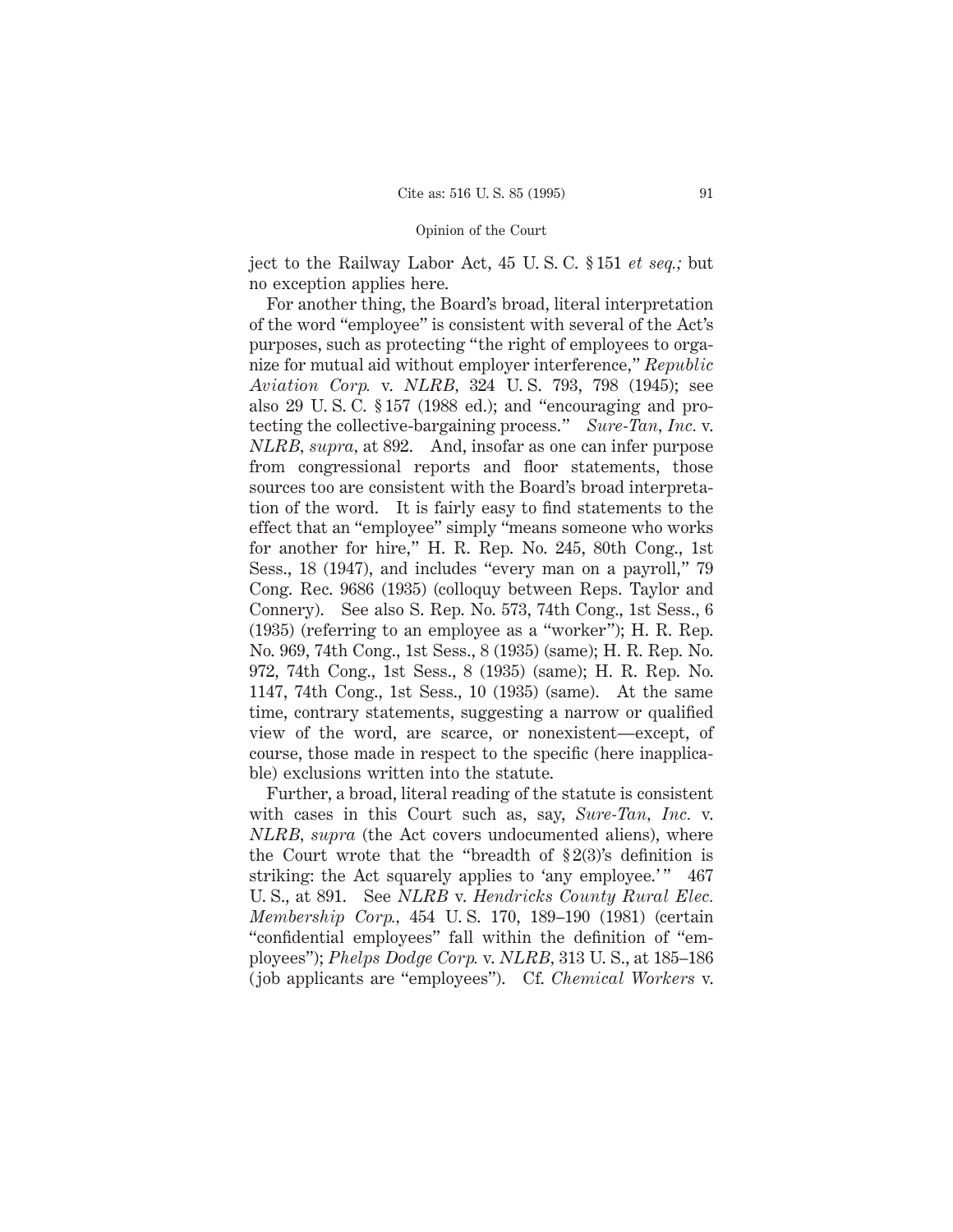ject to the Railway Labor Act, 45 U. S. C. § 151 *et seq.;* but no exception applies here.

For another thing, the Board's broad, literal interpretation of the word "employee" is consistent with several of the Act's purposes, such as protecting "the right of employees to organize for mutual aid without employer interference," *Republic Aviation Corp.* v. *NLRB,* 324 U. S. 793, 798 (1945); see also 29 U. S. C. § 157 (1988 ed.); and "encouraging and protecting the collective-bargaining process." *Sure-Tan, Inc.* v. *NLRB, supra,* at 892. And, insofar as one can infer purpose from congressional reports and floor statements, those sources too are consistent with the Board's broad interpretation of the word. It is fairly easy to find statements to the effect that an "employee" simply "means someone who works for another for hire," H. R. Rep. No. 245, 80th Cong., 1st Sess., 18 (1947), and includes "every man on a payroll," 79 Cong. Rec. 9686 (1935) (colloquy between Reps. Taylor and Connery). See also S. Rep. No. 573, 74th Cong., 1st Sess., 6 (1935) (referring to an employee as a "worker"); H. R. Rep. No. 969, 74th Cong., 1st Sess., 8 (1935) (same); H. R. Rep. No. 972, 74th Cong., 1st Sess., 8 (1935) (same); H. R. Rep. No. 1147, 74th Cong., 1st Sess., 10 (1935) (same). At the same time, contrary statements, suggesting a narrow or qualified view of the word, are scarce, or nonexistent—except, of course, those made in respect to the specific (here inapplicable) exclusions written into the statute.

Further, a broad, literal reading of the statute is consistent with cases in this Court such as, say, *Sure-Tan, Inc.* v. *NLRB, supra* (the Act covers undocumented aliens), where the Court wrote that the "breadth of § 2(3)'s definition is striking: the Act squarely applies to 'any employee.'" 467 U. S., at 891. See *NLRB* v. *Hendricks County Rural Elec. Membership Corp.,* 454 U. S. 170, 189–190 (1981) (certain "confidential employees" fall within the definition of "employees"); *Phelps Dodge Corp.* v. *NLRB,* 313 U. S., at 185–186 (job applicants are "employees"). Cf. *Chemical Workers* v.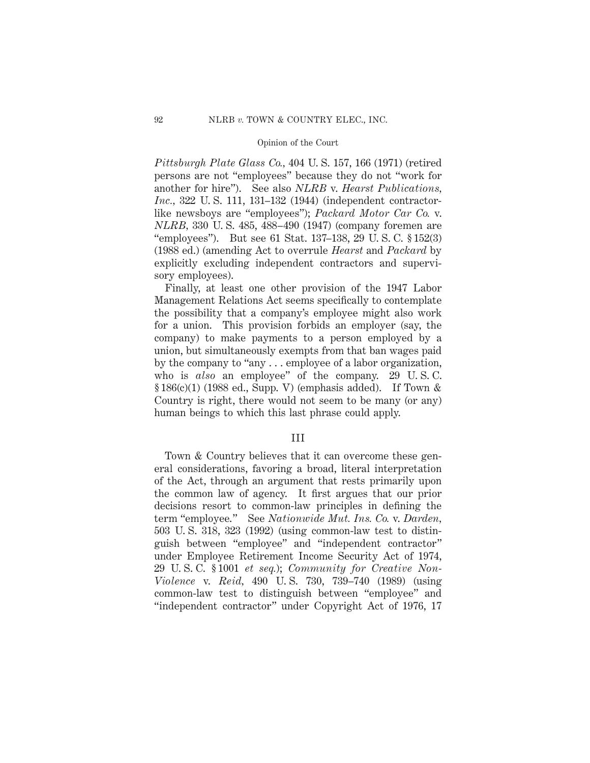*Pittsburgh Plate Glass Co.*, 404 U. S. 157, 166 (1971) (retired persons are not "employees" because they do not "work for another for hire"). See also *NLRB* v. *Hearst Publications, Inc.*, 322 U. S. 111, 131–132 (1944) (independent contractor-like newsboys are "employees"); *Packard Motor Car Co.* v. *NLRB*, 330 U. S. 485, 488–490 (1947) (company foremen are "employees"). But see 61 Stat. 137–138, 29 U. S. C. § 152(3) (1988 ed.) (amending Act to overrule *Hearst* and *Packard* by explicitly excluding independent contractors and supervisory employees).

Finally, at least one other provision of the 1947 Labor Management Relations Act seems specifically to contemplate the possibility that a company's employee might also work for a union. This provision forbids an employer (say, the company) to make payments to a person employed by a union, but simultaneously exempts from that ban wages paid by the company to "any . . . employee of a labor organization, who is *also* an employee" of the company. 29 U. S. C. § 186(c)(1) (1988 ed., Supp. V) (emphasis added). If Town & Country is right, there would not seem to be many (or any) human beings to which this last phrase could apply.

## III

Town & Country believes that it can overcome these general considerations, favoring a broad, literal interpretation of the Act, through an argument that rests primarily upon the common law of agency. It first argues that our prior decisions resort to common-law principles in defining the term "employee." See *Nationwide Mut. Ins. Co.* v. *Darden*, 503 U. S. 318, 323 (1992) (using common-law test to distinguish between "employee" and "independent contractor" under Employee Retirement Income Security Act of 1974, 29 U. S. C. § 1001 *et seq.*); *Community for Creative Non-Violence* v. *Reid*, 490 U. S. 730, 739–740 (1989) (using common-law test to distinguish between "employee" and "independent contractor" under Copyright Act of 1976, 17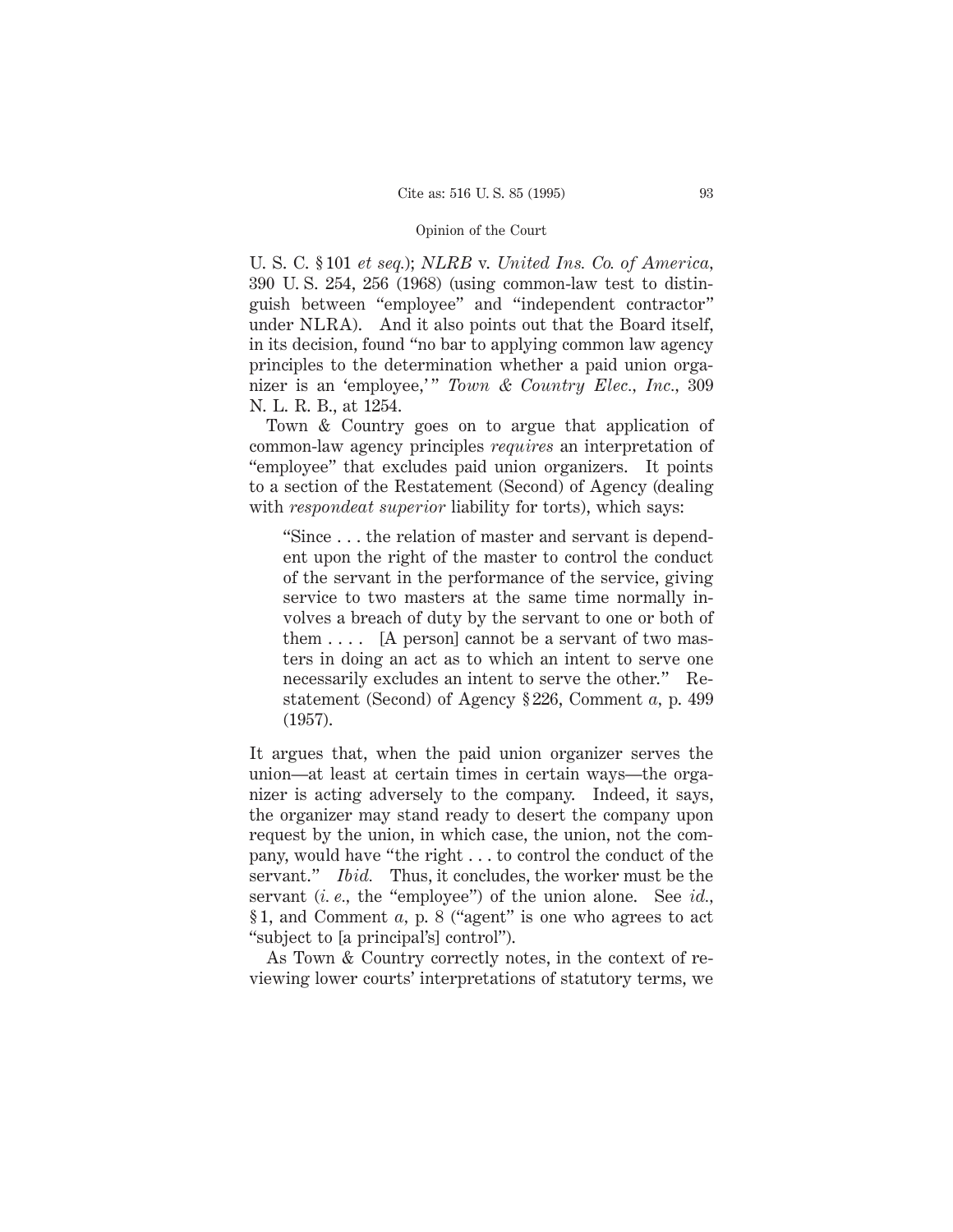U. S. C. § 101 *et seq.*); *NLRB* v. *United Ins. Co. of America,* 390 U. S. 254, 256 (1968) (using common-law test to distinguish between "employee" and "independent contractor" under NLRA). And it also points out that the Board itself, in its decision, found "no bar to applying common law agency principles to the determination whether a paid union organizer is an 'employee,'" *Town & Country Elec., Inc.,* 309 N. L. R. B., at 1254.

Town & Country goes on to argue that application of common-law agency principles *requires* an interpretation of "employee" that excludes paid union organizers. It points to a section of the Restatement (Second) of Agency (dealing with *respondeat superior* liability for torts), which says:

> "Since . . . the relation of master and servant is dependent upon the right of the master to control the conduct of the servant in the performance of the service, giving service to two masters at the same time normally involves a breach of duty by the servant to one or both of them . . . . [A person] cannot be a servant of two masters in doing an act as to which an intent to serve one necessarily excludes an intent to serve the other." Restatement (Second) of Agency § 226, Comment *a,* p. 499 (1957).

It argues that, when the paid union organizer serves the union—at least at certain times in certain ways—the organizer is acting adversely to the company. Indeed, it says, the organizer may stand ready to desert the company upon request by the union, in which case, the union, not the company, would have "the right . . . to control the conduct of the servant." *Ibid.* Thus, it concludes, the worker must be the servant (*i. e.,* the "employee") of the union alone. See *id.,* § 1, and Comment *a,* p. 8 ("agent" is one who agrees to act "subject to [a principal's] control").

As Town & Country correctly notes, in the context of reviewing lower courts' interpretations of statutory terms, we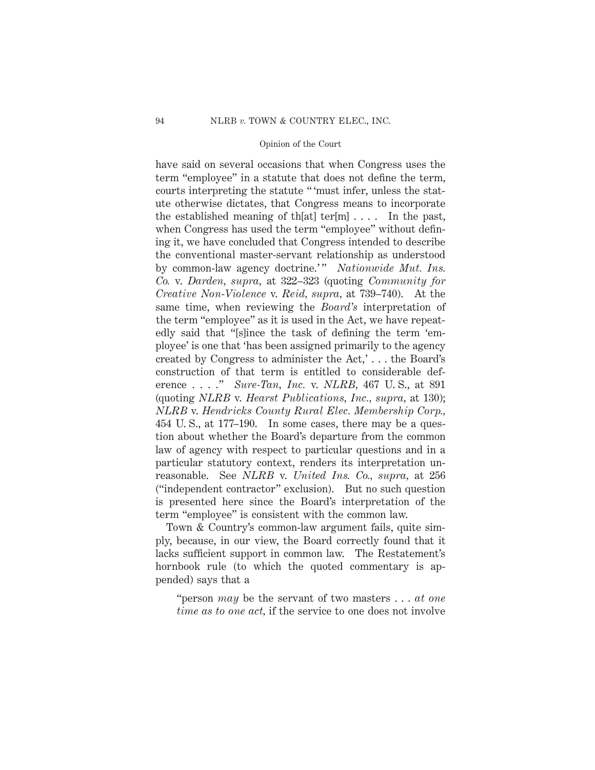have said on several occasions that when Congress uses the term "employee" in a statute that does not define the term, courts interpreting the statute " 'must infer, unless the statute otherwise dictates, that Congress means to incorporate the established meaning of th[at] ter[m] . . . . In the past, when Congress has used the term "employee" without defining it, we have concluded that Congress intended to describe the conventional master-servant relationship as understood by common-law agency doctrine.' " *Nationwide Mut. Ins. Co.* v. *Darden*, *supra*, at 322–323 (quoting *Community for Creative Non-Violence* v. *Reid*, *supra*, at 739–740). At the same time, when reviewing the *Board's* interpretation of the term "employee" as it is used in the Act, we have repeatedly said that "[s]ince the task of defining the term 'employee' is one that 'has been assigned primarily to the agency created by Congress to administer the Act,' . . . the Board's construction of that term is entitled to considerable deference . . . ." *Sure-Tan, Inc.* v. *NLRB*, 467 U. S., at 891 (quoting *NLRB* v. *Hearst Publications, Inc.*, *supra*, at 130); *NLRB* v. *Hendricks County Rural Elec. Membership Corp.*, 454 U. S., at 177–190. In some cases, there may be a question about whether the Board's departure from the common law of agency with respect to particular questions and in a particular statutory context, renders its interpretation unreasonable. See *NLRB* v. *United Ins. Co.*, *supra*, at 256 ("independent contractor" exclusion). But no such question is presented here since the Board's interpretation of the term "employee" is consistent with the common law.

Town & Country's common-law argument fails, quite simply, because, in our view, the Board correctly found that it lacks sufficient support in common law. The Restatement's hornbook rule (to which the quoted commentary is appended) says that a

> "person *may* be the servant of two masters . . . *at one time as to one act*, if the service to one does not involve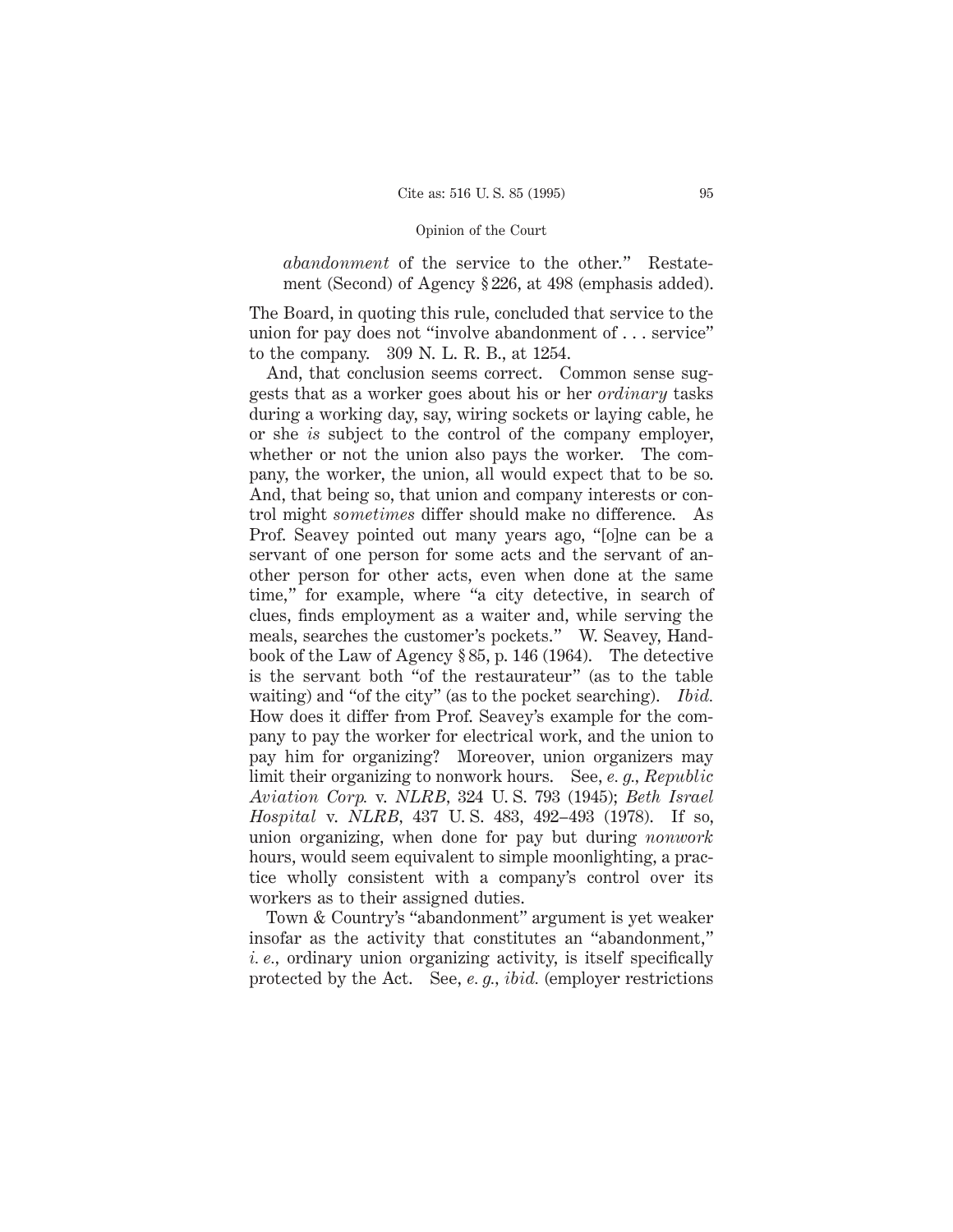*abandonment* of the service to the other." Restatement (Second) of Agency § 226, at 498 (emphasis added).

The Board, in quoting this rule, concluded that service to the union for pay does not "involve abandonment of . . . service" to the company. 309 N. L. R. B., at 1254.

And, that conclusion seems correct. Common sense suggests that as a worker goes about his or her *ordinary* tasks during a working day, say, wiring sockets or laying cable, he or she *is* subject to the control of the company employer, whether or not the union also pays the worker. The company, the worker, the union, all would expect that to be so. And, that being so, that union and company interests or control might *sometimes* differ should make no difference. As Prof. Seavey pointed out many years ago, "[o]ne can be a servant of one person for some acts and the servant of another person for other acts, even when done at the same time," for example, where "a city detective, in search of clues, finds employment as a waiter and, while serving the meals, searches the customer's pockets." W. Seavey, Handbook of the Law of Agency § 85, p. 146 (1964). The detective is the servant both "of the restaurateur" (as to the table waiting) and "of the city" (as to the pocket searching). *Ibid.* How does it differ from Prof. Seavey's example for the company to pay the worker for electrical work, and the union to pay him for organizing? Moreover, union organizers may limit their organizing to nonwork hours. See, *e. g., Republic Aviation Corp.* v. *NLRB*, 324 U. S. 793 (1945); *Beth Israel Hospital* v. *NLRB*, 437 U. S. 483, 492–493 (1978). If so, union organizing, when done for pay but during *nonwork* hours, would seem equivalent to simple moonlighting, a practice wholly consistent with a company's control over its workers as to their assigned duties.

Town & Country's "abandonment" argument is yet weaker insofar as the activity that constitutes an "abandonment," *i. e.*, ordinary union organizing activity, is itself specifically protected by the Act. See, *e. g., ibid.* (employer restrictions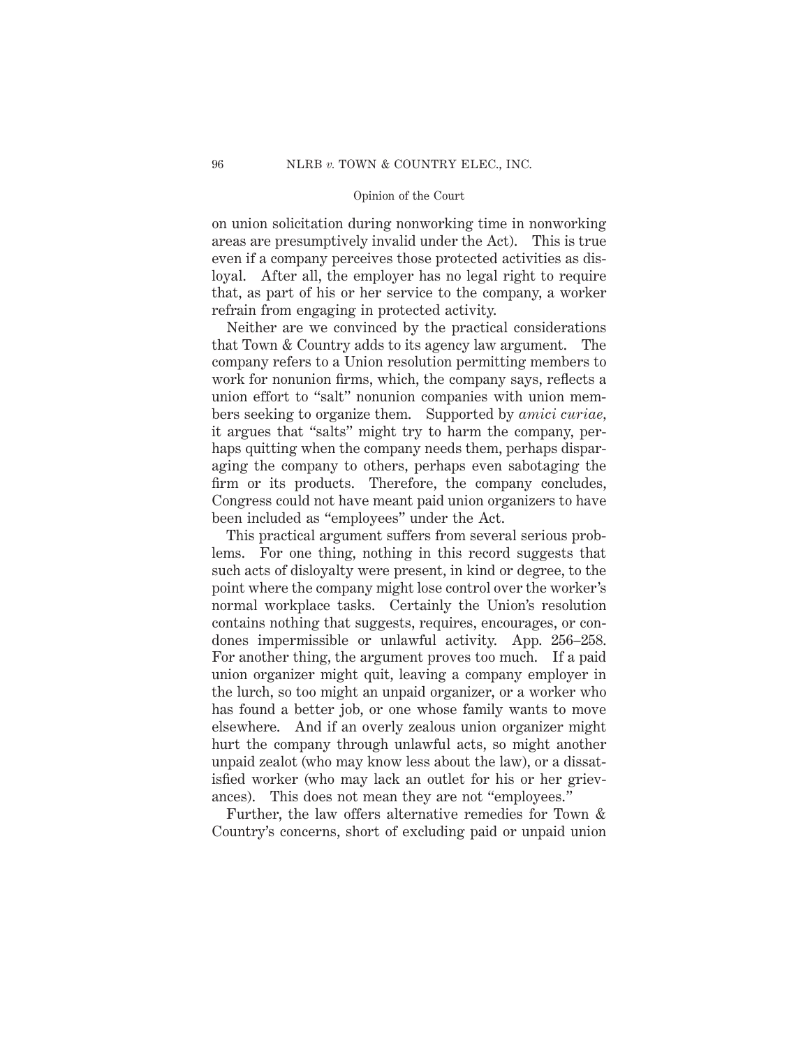on union solicitation during nonworking time in nonworking areas are presumptively invalid under the Act). This is true even if a company perceives those protected activities as disloyal. After all, the employer has no legal right to require that, as part of his or her service to the company, a worker refrain from engaging in protected activity.

Neither are we convinced by the practical considerations that Town & Country adds to its agency law argument. The company refers to a Union resolution permitting members to work for nonunion firms, which, the company says, reflects a union effort to "salt" nonunion companies with union members seeking to organize them. Supported by *amici curiae*, it argues that "salts" might try to harm the company, perhaps quitting when the company needs them, perhaps disparaging the company to others, perhaps even sabotaging the firm or its products. Therefore, the company concludes, Congress could not have meant paid union organizers to have been included as "employees" under the Act.

This practical argument suffers from several serious problems. For one thing, nothing in this record suggests that such acts of disloyalty were present, in kind or degree, to the point where the company might lose control over the worker's normal workplace tasks. Certainly the Union's resolution contains nothing that suggests, requires, encourages, or condones impermissible or unlawful activity. App. 256–258. For another thing, the argument proves too much. If a paid union organizer might quit, leaving a company employer in the lurch, so too might an unpaid organizer, or a worker who has found a better job, or one whose family wants to move elsewhere. And if an overly zealous union organizer might hurt the company through unlawful acts, so might another unpaid zealot (who may know less about the law), or a dissatisfied worker (who may lack an outlet for his or her grievances). This does not mean they are not "employees."

Further, the law offers alternative remedies for Town & Country's concerns, short of excluding paid or unpaid union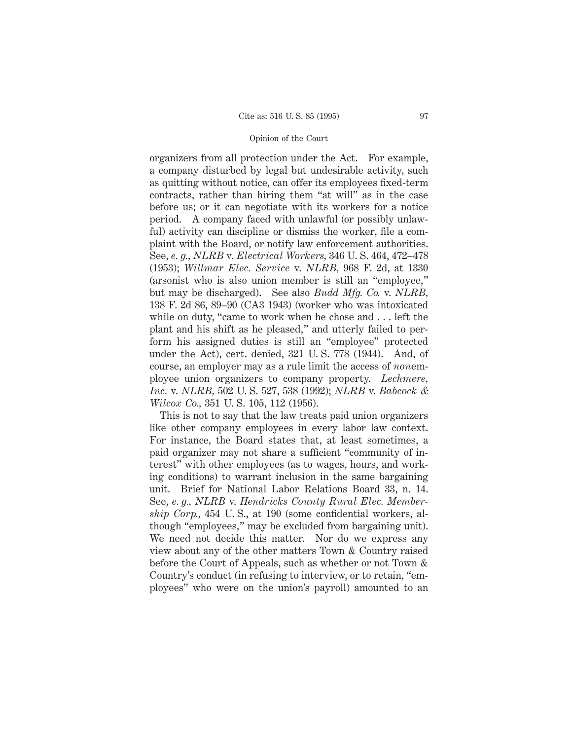organizers from all protection under the Act. For example, a company disturbed by legal but undesirable activity, such as quitting without notice, can offer its employees fixed-term contracts, rather than hiring them "at will" as in the case before us; or it can negotiate with its workers for a notice period. A company faced with unlawful (or possibly unlawful) activity can discipline or dismiss the worker, file a complaint with the Board, or notify law enforcement authorities. See, *e. g., NLRB* v. *Electrical Workers,* 346 U. S. 464, 472–478 (1953); *Willmar Elec. Service* v. *NLRB,* 968 F. 2d, at 1330 (arsonist who is also union member is still an "employee," but may be discharged). See also *Budd Mfg. Co.* v. *NLRB,* 138 F. 2d 86, 89–90 (CA3 1943) (worker who was intoxicated while on duty, "came to work when he chose and . . . left the plant and his shift as he pleased," and utterly failed to perform his assigned duties is still an "employee" protected under the Act), cert. denied, 321 U. S. 778 (1944). And, of course, an employer may as a rule limit the access of *non*employee union organizers to company property. *Lechmere, Inc.* v. *NLRB,* 502 U. S. 527, 538 (1992); *NLRB* v. *Babcock & Wilcox Co.,* 351 U. S. 105, 112 (1956).

This is not to say that the law treats paid union organizers like other company employees in every labor law context. For instance, the Board states that, at least sometimes, a paid organizer may not share a sufficient "community of interest" with other employees (as to wages, hours, and working conditions) to warrant inclusion in the same bargaining unit. Brief for National Labor Relations Board 33, n. 14. See, *e. g., NLRB* v. *Hendricks County Rural Elec. Membership Corp.,* 454 U. S., at 190 (some confidential workers, although "employees," may be excluded from bargaining unit). We need not decide this matter. Nor do we express any view about any of the other matters Town & Country raised before the Court of Appeals, such as whether or not Town & Country's conduct (in refusing to interview, or to retain, "employees" who were on the union's payroll) amounted to an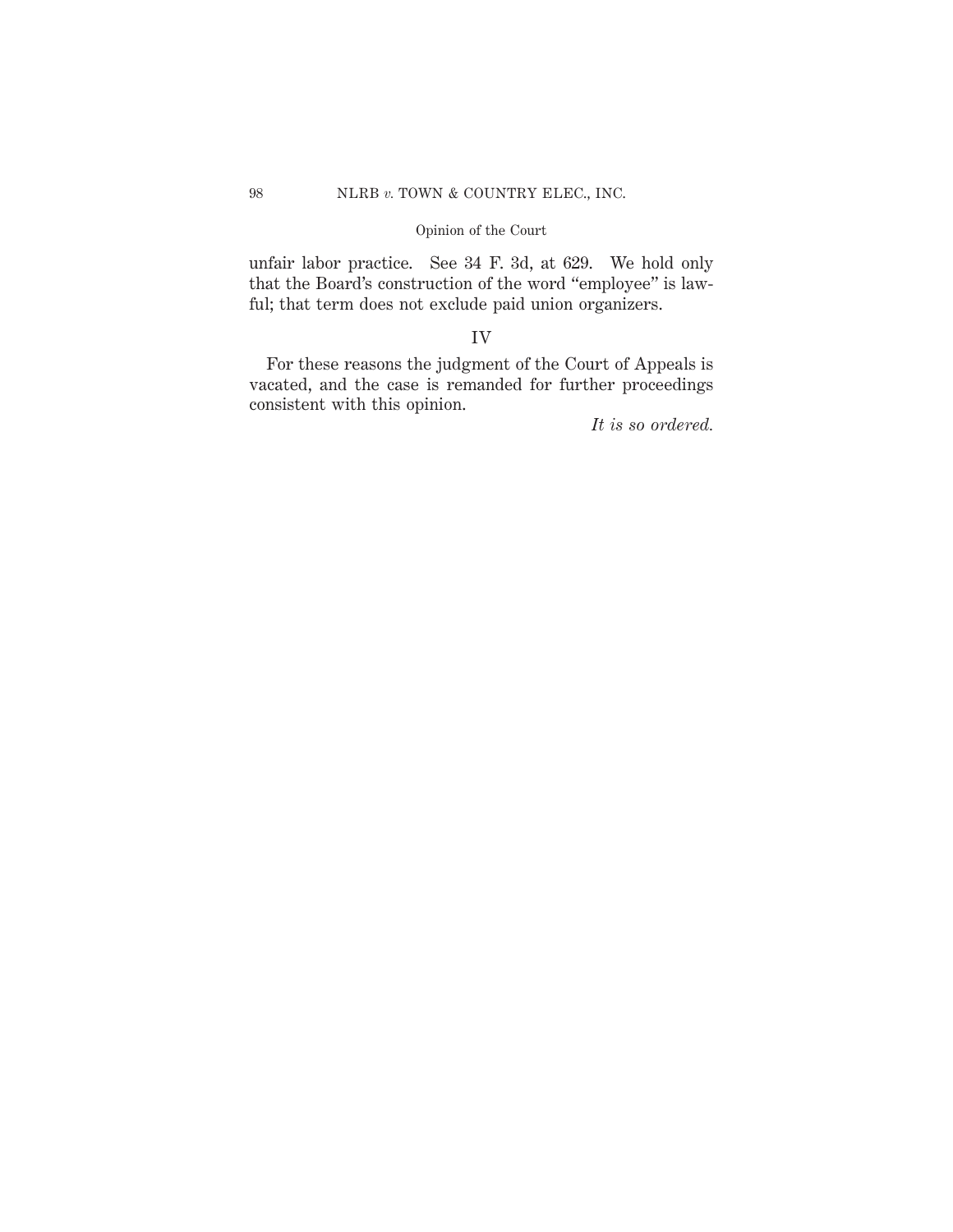unfair labor practice. See 34 F. 3d, at 629. We hold only that the Board's construction of the word "employee" is lawful; that term does not exclude paid union organizers.

## IV

For these reasons the judgment of the Court of Appeals is vacated, and the case is remanded for further proceedings consistent with this opinion.

*It is so ordered.*